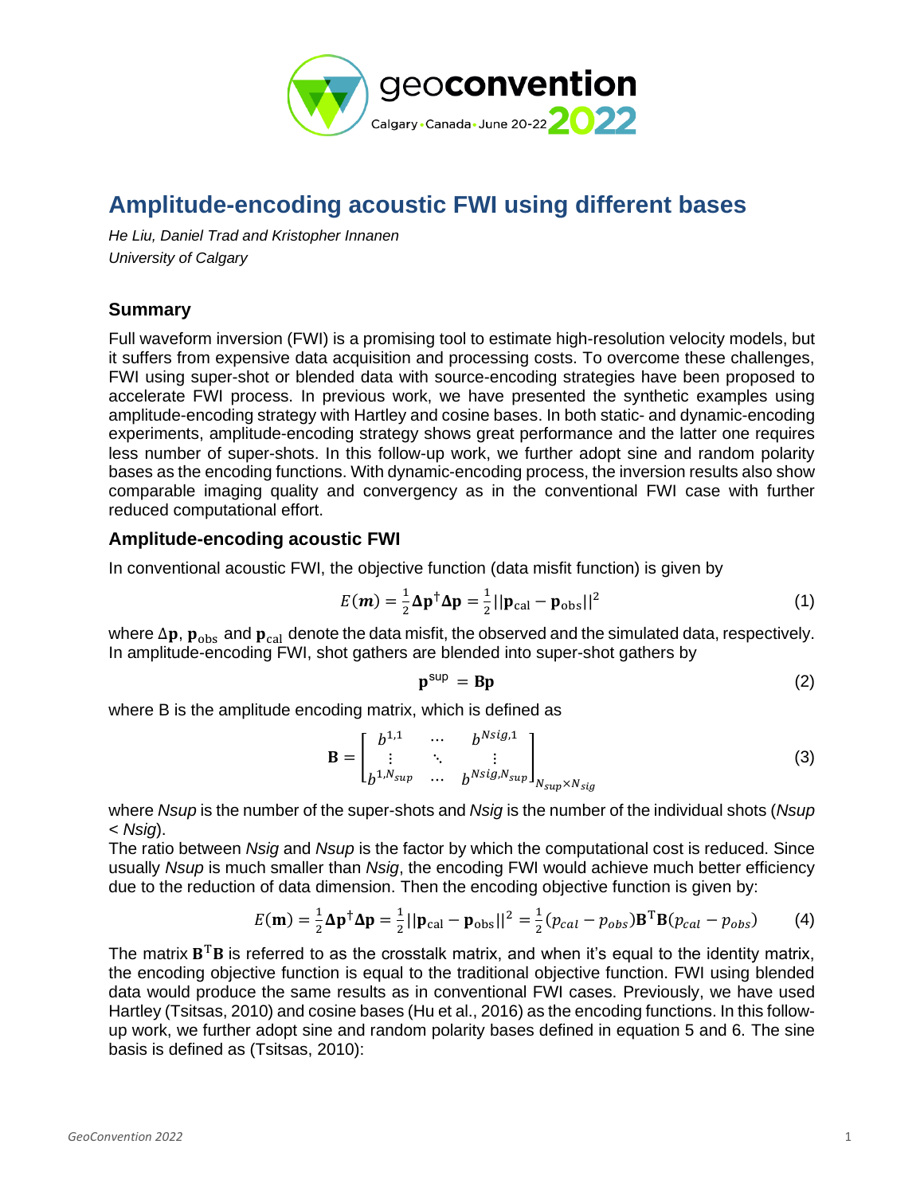# Amplitude-encoding acoustic FWI using different bases

*He Liu, Daniel Trad and Kristopher Innanen*
*University of Calgary*

## Summary

Full waveform inversion (FWI) is a promising tool to estimate high-resolution velocity models, but it suffers from expensive data acquisition and processing costs. To overcome these challenges, FWI using super-shot or blended data with source-encoding strategies have been proposed to accelerate FWI process. In previous work, we have presented the synthetic examples using amplitude-encoding strategy with Hartley and cosine bases. In both static- and dynamic-encoding experiments, amplitude-encoding strategy shows great performance and the latter one requires less number of super-shots. In this follow-up work, we further adopt sine and random polarity bases as the encoding functions. With dynamic-encoding process, the inversion results also show comparable imaging quality and convergency as in the conventional FWI case with further reduced computational effort.

## Amplitude-encoding acoustic FWI

In conventional acoustic FWI, the objective function (data misfit function) is given by

$$E(\boldsymbol{m}) = \frac{1}{2}\mathbf{\Delta p}^{\dagger}\mathbf{\Delta p} = \frac{1}{2}||\mathbf{p}_{\mathrm{cal}} - \mathbf{p}_{\mathrm{obs}}||^2 \tag{1}$$

where $\Delta\mathbf{p}$, $\mathbf{p}_{\mathrm{obs}}$ and $\mathbf{p}_{\mathrm{cal}}$ denote the data misfit, the observed and the simulated data, respectively. In amplitude-encoding FWI, shot gathers are blended into super-shot gathers by

$$\mathbf{p}^{\mathrm{sup}} = \mathbf{Bp} \tag{2}$$

where B is the amplitude encoding matrix, which is defined as

$$\mathbf{B} = \begin{bmatrix} b^{1,1} & \cdots & b^{Nsig,1} \\ \vdots & \ddots & \vdots \\ b^{1,N_{sup}} & \cdots & b^{Nsig,N_{sup}} \end{bmatrix}_{N_{sup}\times N_{sig}} \tag{3}$$

where *Nsup* is the number of the super-shots and *Nsig* is the number of the individual shots (*Nsup* < *Nsig*).

The ratio between *Nsig* and *Nsup* is the factor by which the computational cost is reduced. Since usually *Nsup* is much smaller than *Nsig*, the encoding FWI would achieve much better efficiency due to the reduction of data dimension. Then the encoding objective function is given by:

$$E(\mathbf{m}) = \frac{1}{2}\mathbf{\Delta p}^{\dagger}\mathbf{\Delta p} = \frac{1}{2}||\mathbf{p}_{\mathrm{cal}} - \mathbf{p}_{\mathrm{obs}}||^2 = \frac{1}{2}(p_{cal} - p_{obs})\mathbf{B}^{\mathrm{T}}\mathbf{B}(p_{cal} - p_{obs}) \tag{4}$$

The matrix $\mathbf{B}^{\mathrm{T}}\mathbf{B}$ is referred to as the crosstalk matrix, and when it's equal to the identity matrix, the encoding objective function is equal to the traditional objective function. FWI using blended data would produce the same results as in conventional FWI cases. Previously, we have used Hartley (Tsitsas, 2010) and cosine bases (Hu et al., 2016) as the encoding functions. In this follow-up work, we further adopt sine and random polarity bases defined in equation 5 and 6. The sine basis is defined as (Tsitsas, 2010):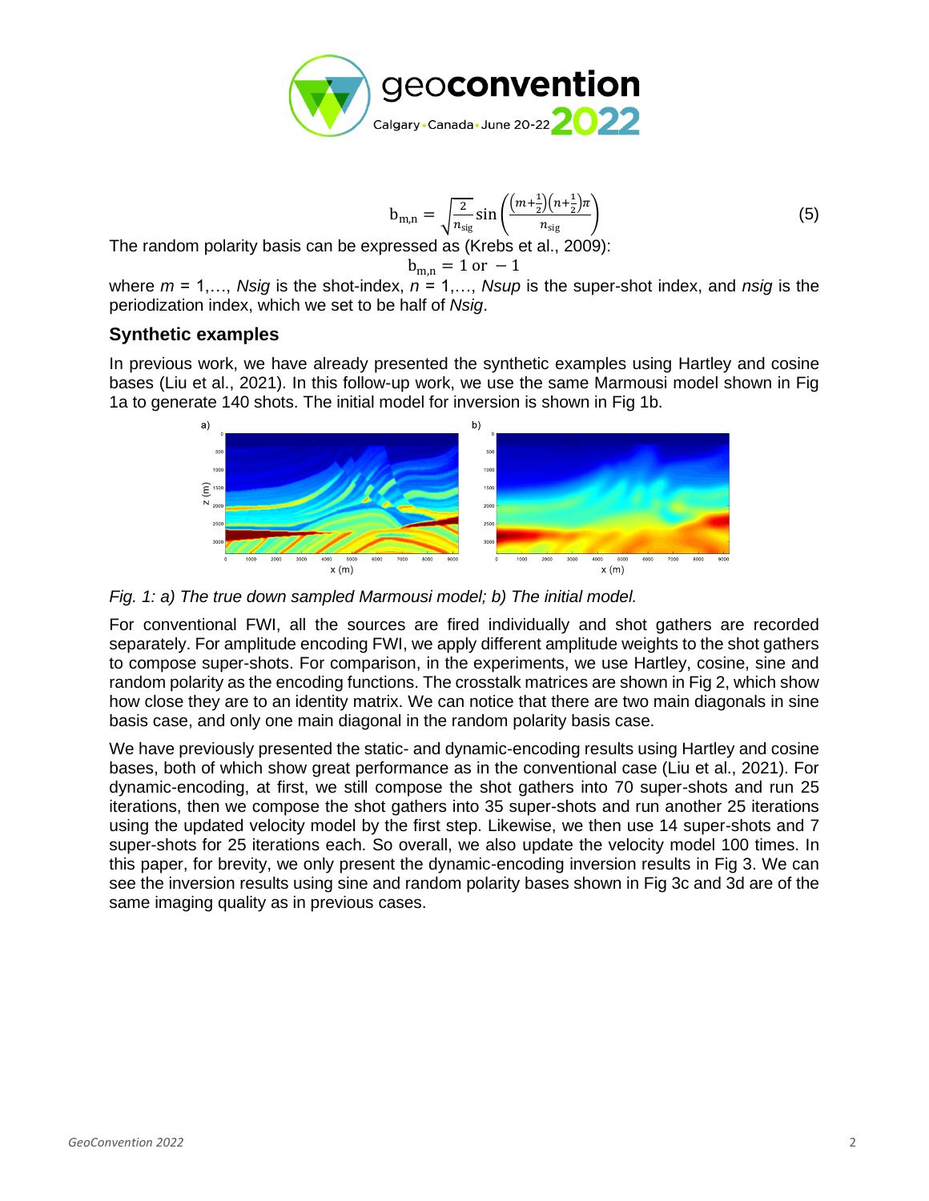$$b_{m,n} = \sqrt{\frac{2}{n_{sig}}} \sin\left(\frac{\left(m+\frac{1}{2}\right)\left(n+\frac{1}{2}\right)\pi}{n_{sig}}\right) \quad (5)$$

The random polarity basis can be expressed as (Krebs et al., 2009):

$$b_{m,n} = 1 \text{ or } -1$$

where $m$ = 1,…, *Nsig* is the shot-index, $n$ = 1,…, *Nsup* is the super-shot index, and *nsig* is the periodization index, which we set to be half of *Nsig*.

## Synthetic examples

In previous work, we have already presented the synthetic examples using Hartley and cosine bases (Liu et al., 2021). In this follow-up work, we use the same Marmousi model shown in Fig 1a to generate 140 shots. The initial model for inversion is shown in Fig 1b.

*Fig. 1: a) The true down sampled Marmousi model; b) The initial model.*

For conventional FWI, all the sources are fired individually and shot gathers are recorded separately. For amplitude encoding FWI, we apply different amplitude weights to the shot gathers to compose super-shots. For comparison, in the experiments, we use Hartley, cosine, sine and random polarity as the encoding functions. The crosstalk matrices are shown in Fig 2, which show how close they are to an identity matrix. We can notice that there are two main diagonals in sine basis case, and only one main diagonal in the random polarity basis case.

We have previously presented the static- and dynamic-encoding results using Hartley and cosine bases, both of which show great performance as in the conventional case (Liu et al., 2021). For dynamic-encoding, at first, we still compose the shot gathers into 70 super-shots and run 25 iterations, then we compose the shot gathers into 35 super-shots and run another 25 iterations using the updated velocity model by the first step. Likewise, we then use 14 super-shots and 7 super-shots for 25 iterations each. So overall, we also update the velocity model 100 times. In this paper, for brevity, we only present the dynamic-encoding inversion results in Fig 3. We can see the inversion results using sine and random polarity bases shown in Fig 3c and 3d are of the same imaging quality as in previous cases.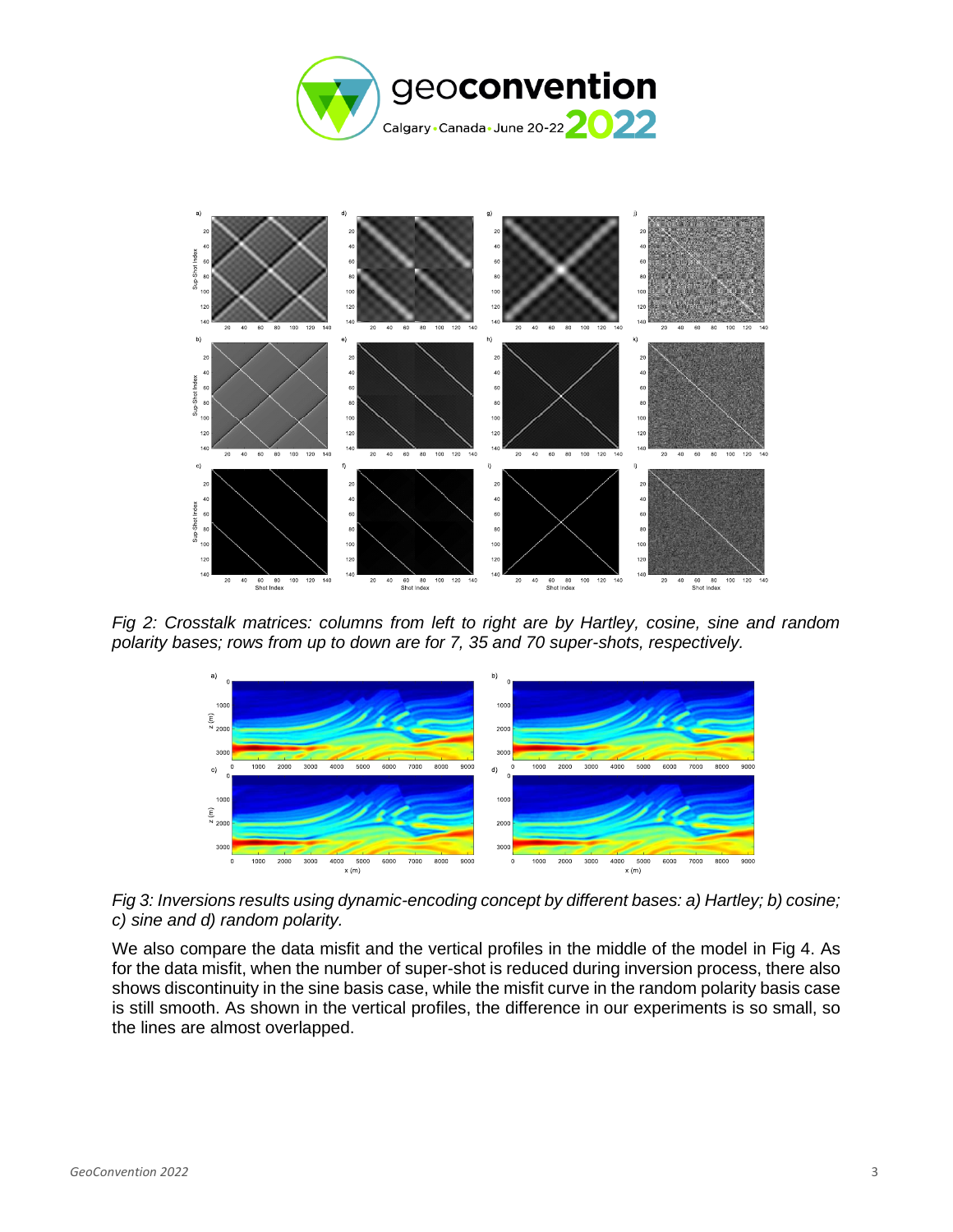*Fig 2: Crosstalk matrices: columns from left to right are by Hartley, cosine, sine and random polarity bases; rows from up to down are for 7, 35 and 70 super-shots, respectively.*

*Fig 3: Inversions results using dynamic-encoding concept by different bases: a) Hartley; b) cosine; c) sine and d) random polarity.*

We also compare the data misfit and the vertical profiles in the middle of the model in Fig 4. As for the data misfit, when the number of super-shot is reduced during inversion process, there also shows discontinuity in the sine basis case, while the misfit curve in the random polarity basis case is still smooth. As shown in the vertical profiles, the difference in our experiments is so small, so the lines are almost overlapped.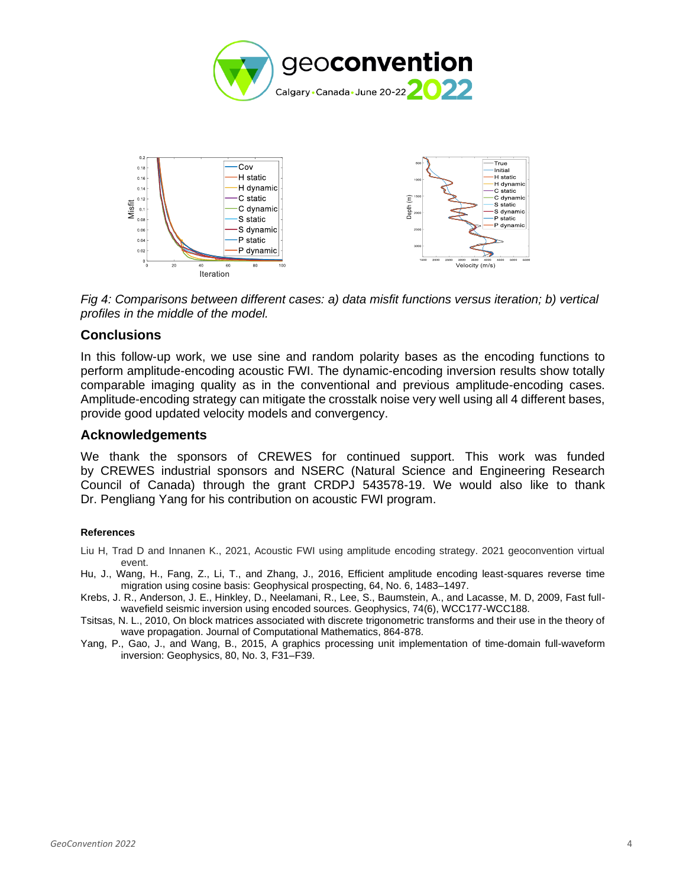Misfit

0.2
0.18
0.16
0.14
0.12
0.1
0.08
0.06
0.04
0.02
0

0
20
40
60
80
100

Iteration

Cov
H static
H dynamic
C static
C dynamic
S static
S dynamic
P static
P dynamic

Depth (m)

500
1000
1500
2000
2500
3000

1500
2000
2500
3000
3500
4000
4500
5000
5500

Velocity (m/s)

True
Initial
H static
H dynamic
C static
C dynamic
S static
S dynamic
P static
P dynamic

*Fig 4: Comparisons between different cases: a) data misfit functions versus iteration; b) vertical profiles in the middle of the model.*

## Conclusions

In this follow-up work, we use sine and random polarity bases as the encoding functions to perform amplitude-encoding acoustic FWI. The dynamic-encoding inversion results show totally comparable imaging quality as in the conventional and previous amplitude-encoding cases. Amplitude-encoding strategy can mitigate the crosstalk noise very well using all 4 different bases, provide good updated velocity models and convergency.

## Acknowledgements

We thank the sponsors of CREWES for continued support. This work was funded by CREWES industrial sponsors and NSERC (Natural Science and Engineering Research Council of Canada) through the grant CRDPJ 543578-19. We would also like to thank Dr. Pengliang Yang for his contribution on acoustic FWI program.

#### References

Liu H, Trad D and Innanen K., 2021, Acoustic FWI using amplitude encoding strategy. 2021 geoconvention virtual event.

Hu, J., Wang, H., Fang, Z., Li, T., and Zhang, J., 2016, Efficient amplitude encoding least-squares reverse time migration using cosine basis: Geophysical prospecting, 64, No. 6, 1483–1497.

Krebs, J. R., Anderson, J. E., Hinkley, D., Neelamani, R., Lee, S., Baumstein, A., and Lacasse, M. D, 2009, Fast full-wavefield seismic inversion using encoded sources. Geophysics, 74(6), WCC177-WCC188.

Tsitsas, N. L., 2010, On block matrices associated with discrete trigonometric transforms and their use in the theory of wave propagation. Journal of Computational Mathematics, 864-878.

Yang, P., Gao, J., and Wang, B., 2015, A graphics processing unit implementation of time-domain full-waveform inversion: Geophysics, 80, No. 3, F31–F39.